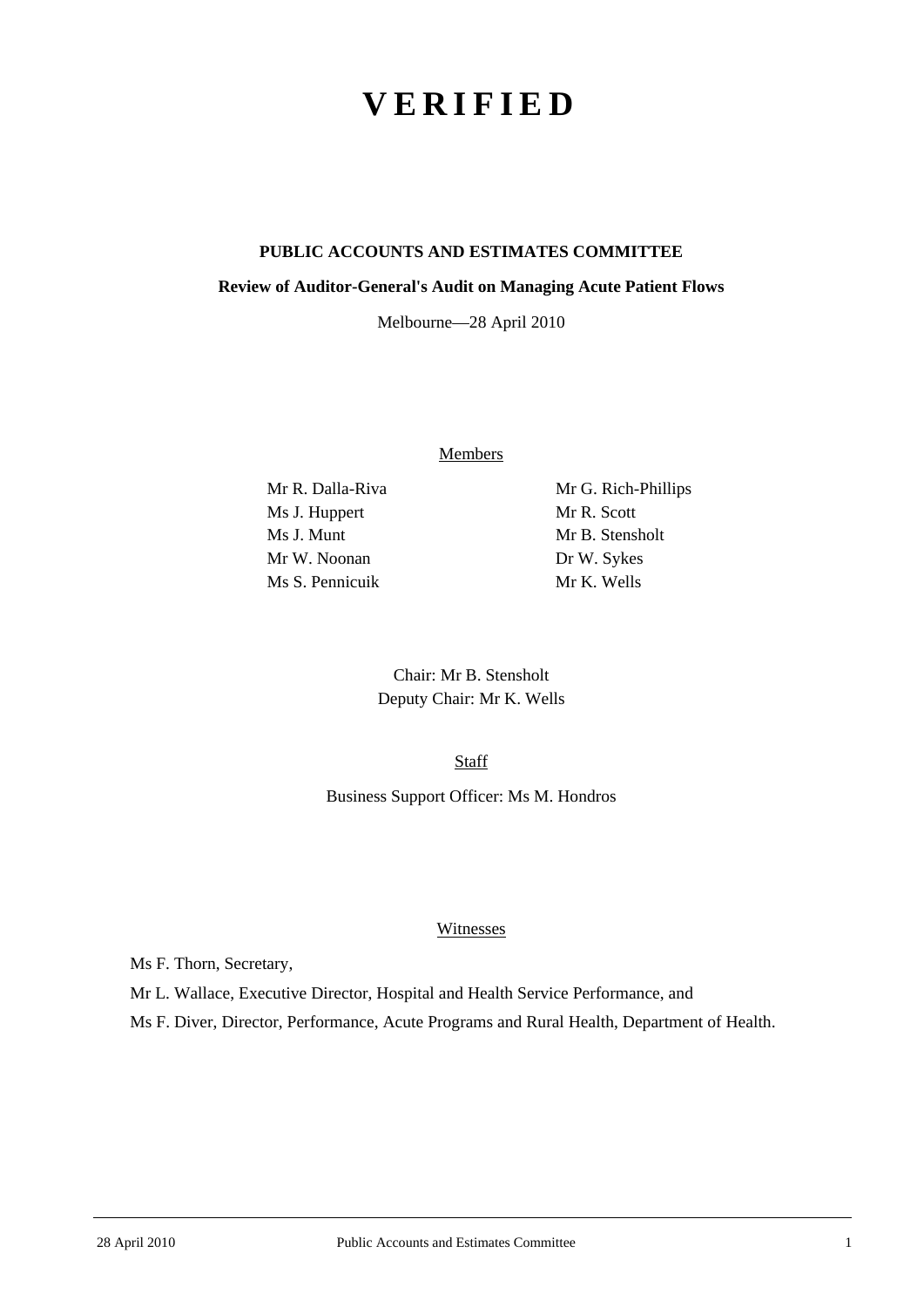# V E R I F I E D

**PUBLIC ACCOUNTS AND ESTIMATES COMMITTEE**

**Review of Auditor-General's Audit on Managing Acute Patient Flows**

Melbourne—28 April 2010

Members

Mr R. Dalla-Riva
Ms J. Huppert
Ms J. Munt
Mr W. Noonan
Ms S. Pennicuik
Mr G. Rich-Phillips
Mr R. Scott
Mr B. Stensholt
Dr W. Sykes
Mr K. Wells

Chair: Mr B. Stensholt
Deputy Chair: Mr K. Wells

Staff

Business Support Officer: Ms M. Hondros

Witnesses

Ms F. Thorn, Secretary,

Mr L. Wallace, Executive Director, Hospital and Health Service Performance, and

Ms F. Diver, Director, Performance, Acute Programs and Rural Health, Department of Health.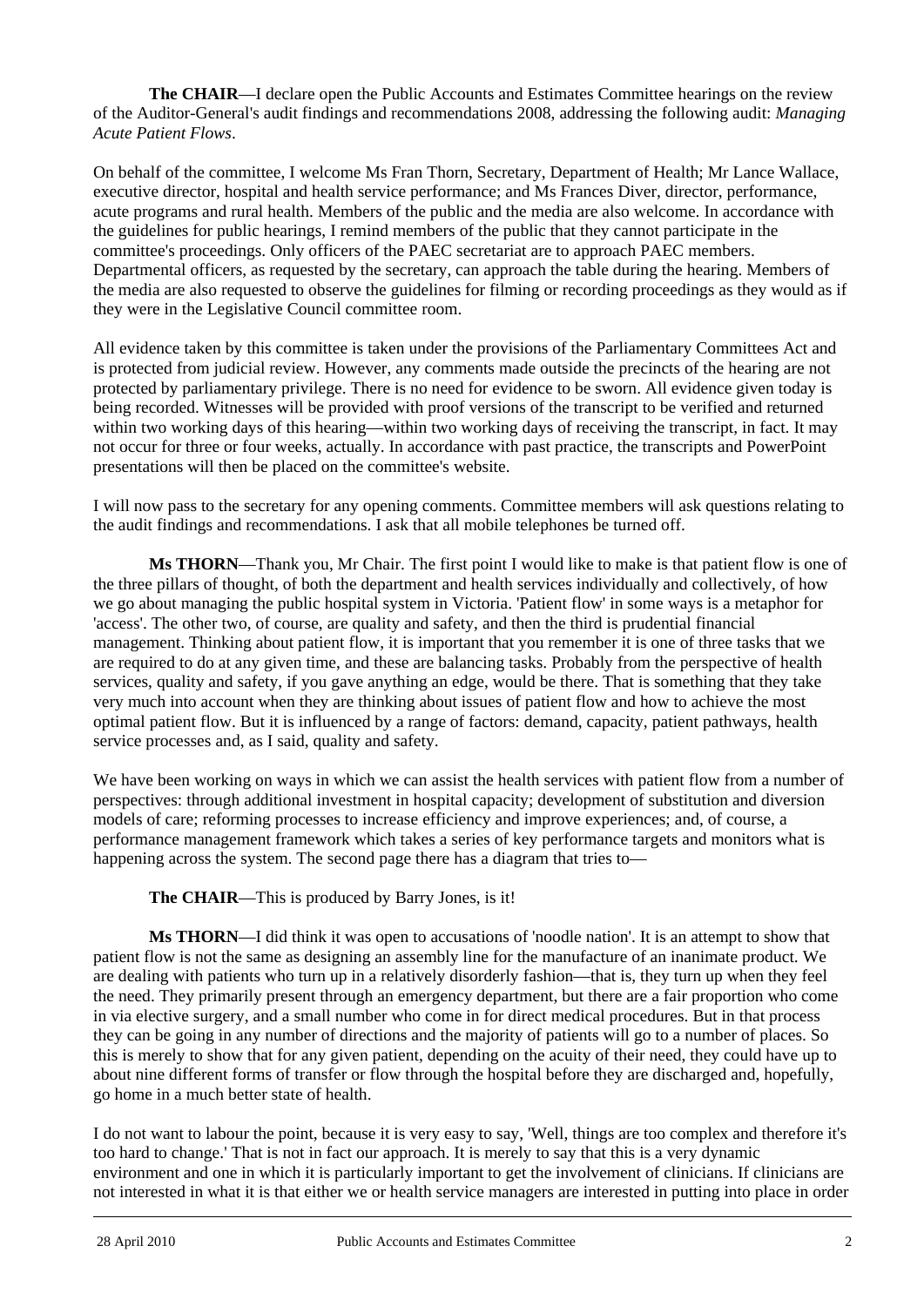**The CHAIR**—I declare open the Public Accounts and Estimates Committee hearings on the review of the Auditor-General's audit findings and recommendations 2008, addressing the following audit: *Managing Acute Patient Flows*.

On behalf of the committee, I welcome Ms Fran Thorn, Secretary, Department of Health; Mr Lance Wallace, executive director, hospital and health service performance; and Ms Frances Diver, director, performance, acute programs and rural health. Members of the public and the media are also welcome. In accordance with the guidelines for public hearings, I remind members of the public that they cannot participate in the committee's proceedings. Only officers of the PAEC secretariat are to approach PAEC members. Departmental officers, as requested by the secretary, can approach the table during the hearing. Members of the media are also requested to observe the guidelines for filming or recording proceedings as they would as if they were in the Legislative Council committee room.

All evidence taken by this committee is taken under the provisions of the Parliamentary Committees Act and is protected from judicial review. However, any comments made outside the precincts of the hearing are not protected by parliamentary privilege. There is no need for evidence to be sworn. All evidence given today is being recorded. Witnesses will be provided with proof versions of the transcript to be verified and returned within two working days of this hearing—within two working days of receiving the transcript, in fact. It may not occur for three or four weeks, actually. In accordance with past practice, the transcripts and PowerPoint presentations will then be placed on the committee's website.

I will now pass to the secretary for any opening comments. Committee members will ask questions relating to the audit findings and recommendations. I ask that all mobile telephones be turned off.

**Ms THORN**—Thank you, Mr Chair. The first point I would like to make is that patient flow is one of the three pillars of thought, of both the department and health services individually and collectively, of how we go about managing the public hospital system in Victoria. 'Patient flow' in some ways is a metaphor for 'access'. The other two, of course, are quality and safety, and then the third is prudential financial management. Thinking about patient flow, it is important that you remember it is one of three tasks that we are required to do at any given time, and these are balancing tasks. Probably from the perspective of health services, quality and safety, if you gave anything an edge, would be there. That is something that they take very much into account when they are thinking about issues of patient flow and how to achieve the most optimal patient flow. But it is influenced by a range of factors: demand, capacity, patient pathways, health service processes and, as I said, quality and safety.

We have been working on ways in which we can assist the health services with patient flow from a number of perspectives: through additional investment in hospital capacity; development of substitution and diversion models of care; reforming processes to increase efficiency and improve experiences; and, of course, a performance management framework which takes a series of key performance targets and monitors what is happening across the system. The second page there has a diagram that tries to—

**The CHAIR**—This is produced by Barry Jones, is it!

**Ms THORN**—I did think it was open to accusations of 'noodle nation'. It is an attempt to show that patient flow is not the same as designing an assembly line for the manufacture of an inanimate product. We are dealing with patients who turn up in a relatively disorderly fashion—that is, they turn up when they feel the need. They primarily present through an emergency department, but there are a fair proportion who come in via elective surgery, and a small number who come in for direct medical procedures. But in that process they can be going in any number of directions and the majority of patients will go to a number of places. So this is merely to show that for any given patient, depending on the acuity of their need, they could have up to about nine different forms of transfer or flow through the hospital before they are discharged and, hopefully, go home in a much better state of health.

I do not want to labour the point, because it is very easy to say, 'Well, things are too complex and therefore it's too hard to change.' That is not in fact our approach. It is merely to say that this is a very dynamic environment and one in which it is particularly important to get the involvement of clinicians. If clinicians are not interested in what it is that either we or health service managers are interested in putting into place in order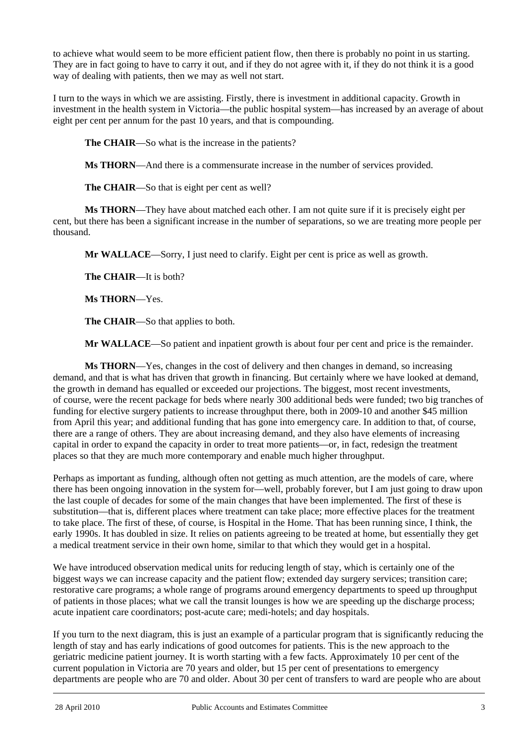to achieve what would seem to be more efficient patient flow, then there is probably no point in us starting. They are in fact going to have to carry it out, and if they do not agree with it, if they do not think it is a good way of dealing with patients, then we may as well not start.

I turn to the ways in which we are assisting. Firstly, there is investment in additional capacity. Growth in investment in the health system in Victoria—the public hospital system—has increased by an average of about eight per cent per annum for the past 10 years, and that is compounding.

**The CHAIR**—So what is the increase in the patients?

**Ms THORN**—And there is a commensurate increase in the number of services provided.

**The CHAIR**—So that is eight per cent as well?

**Ms THORN**—They have about matched each other. I am not quite sure if it is precisely eight per cent, but there has been a significant increase in the number of separations, so we are treating more people per thousand.

**Mr WALLACE**—Sorry, I just need to clarify. Eight per cent is price as well as growth.

**The CHAIR**—It is both?

**Ms THORN**—Yes.

**The CHAIR**—So that applies to both.

**Mr WALLACE**—So patient and inpatient growth is about four per cent and price is the remainder.

**Ms THORN**—Yes, changes in the cost of delivery and then changes in demand, so increasing demand, and that is what has driven that growth in financing. But certainly where we have looked at demand, the growth in demand has equalled or exceeded our projections. The biggest, most recent investments, of course, were the recent package for beds where nearly 300 additional beds were funded; two big tranches of funding for elective surgery patients to increase throughput there, both in 2009-10 and another $45 million from April this year; and additional funding that has gone into emergency care. In addition to that, of course, there are a range of others. They are about increasing demand, and they also have elements of increasing capital in order to expand the capacity in order to treat more patients—or, in fact, redesign the treatment places so that they are much more contemporary and enable much higher throughput.

Perhaps as important as funding, although often not getting as much attention, are the models of care, where there has been ongoing innovation in the system for—well, probably forever, but I am just going to draw upon the last couple of decades for some of the main changes that have been implemented. The first of these is substitution—that is, different places where treatment can take place; more effective places for the treatment to take place. The first of these, of course, is Hospital in the Home. That has been running since, I think, the early 1990s. It has doubled in size. It relies on patients agreeing to be treated at home, but essentially they get a medical treatment service in their own home, similar to that which they would get in a hospital.

We have introduced observation medical units for reducing length of stay, which is certainly one of the biggest ways we can increase capacity and the patient flow; extended day surgery services; transition care; restorative care programs; a whole range of programs around emergency departments to speed up throughput of patients in those places; what we call the transit lounges is how we are speeding up the discharge process; acute inpatient care coordinators; post-acute care; medi-hotels; and day hospitals.

If you turn to the next diagram, this is just an example of a particular program that is significantly reducing the length of stay and has early indications of good outcomes for patients. This is the new approach to the geriatric medicine patient journey. It is worth starting with a few facts. Approximately 10 per cent of the current population in Victoria are 70 years and older, but 15 per cent of presentations to emergency departments are people who are 70 and older. About 30 per cent of transfers to ward are people who are about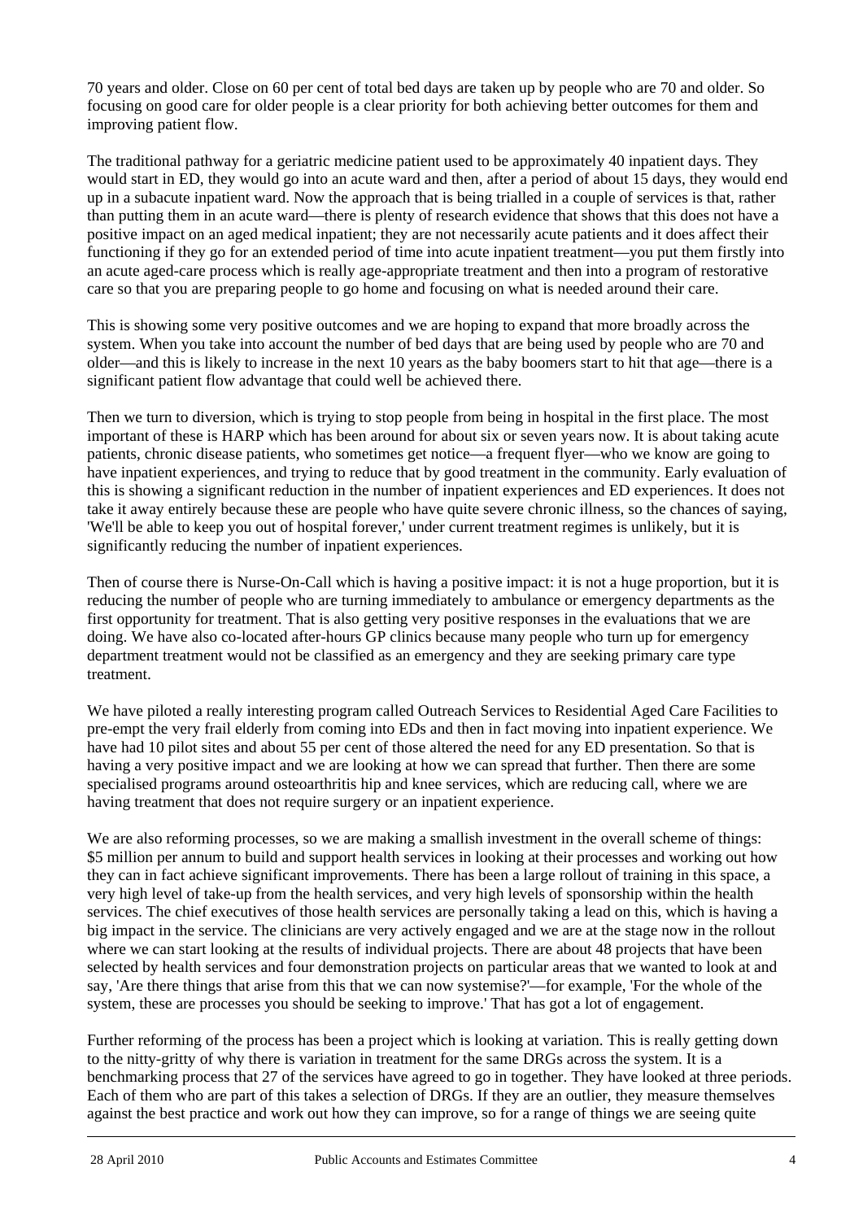70 years and older. Close on 60 per cent of total bed days are taken up by people who are 70 and older. So focusing on good care for older people is a clear priority for both achieving better outcomes for them and improving patient flow.

The traditional pathway for a geriatric medicine patient used to be approximately 40 inpatient days. They would start in ED, they would go into an acute ward and then, after a period of about 15 days, they would end up in a subacute inpatient ward. Now the approach that is being trialled in a couple of services is that, rather than putting them in an acute ward—there is plenty of research evidence that shows that this does not have a positive impact on an aged medical inpatient; they are not necessarily acute patients and it does affect their functioning if they go for an extended period of time into acute inpatient treatment—you put them firstly into an acute aged-care process which is really age-appropriate treatment and then into a program of restorative care so that you are preparing people to go home and focusing on what is needed around their care.

This is showing some very positive outcomes and we are hoping to expand that more broadly across the system. When you take into account the number of bed days that are being used by people who are 70 and older—and this is likely to increase in the next 10 years as the baby boomers start to hit that age—there is a significant patient flow advantage that could well be achieved there.

Then we turn to diversion, which is trying to stop people from being in hospital in the first place. The most important of these is HARP which has been around for about six or seven years now. It is about taking acute patients, chronic disease patients, who sometimes get notice—a frequent flyer—who we know are going to have inpatient experiences, and trying to reduce that by good treatment in the community. Early evaluation of this is showing a significant reduction in the number of inpatient experiences and ED experiences. It does not take it away entirely because these are people who have quite severe chronic illness, so the chances of saying, 'We'll be able to keep you out of hospital forever,' under current treatment regimes is unlikely, but it is significantly reducing the number of inpatient experiences.

Then of course there is Nurse-On-Call which is having a positive impact: it is not a huge proportion, but it is reducing the number of people who are turning immediately to ambulance or emergency departments as the first opportunity for treatment. That is also getting very positive responses in the evaluations that we are doing. We have also co-located after-hours GP clinics because many people who turn up for emergency department treatment would not be classified as an emergency and they are seeking primary care type treatment.

We have piloted a really interesting program called Outreach Services to Residential Aged Care Facilities to pre-empt the very frail elderly from coming into EDs and then in fact moving into inpatient experience. We have had 10 pilot sites and about 55 per cent of those altered the need for any ED presentation. So that is having a very positive impact and we are looking at how we can spread that further. Then there are some specialised programs around osteoarthritis hip and knee services, which are reducing call, where we are having treatment that does not require surgery or an inpatient experience.

We are also reforming processes, so we are making a smallish investment in the overall scheme of things: $5 million per annum to build and support health services in looking at their processes and working out how they can in fact achieve significant improvements. There has been a large rollout of training in this space, a very high level of take-up from the health services, and very high levels of sponsorship within the health services. The chief executives of those health services are personally taking a lead on this, which is having a big impact in the service. The clinicians are very actively engaged and we are at the stage now in the rollout where we can start looking at the results of individual projects. There are about 48 projects that have been selected by health services and four demonstration projects on particular areas that we wanted to look at and say, 'Are there things that arise from this that we can now systemise?'—for example, 'For the whole of the system, these are processes you should be seeking to improve.' That has got a lot of engagement.

Further reforming of the process has been a project which is looking at variation. This is really getting down to the nitty-gritty of why there is variation in treatment for the same DRGs across the system. It is a benchmarking process that 27 of the services have agreed to go in together. They have looked at three periods. Each of them who are part of this takes a selection of DRGs. If they are an outlier, they measure themselves against the best practice and work out how they can improve, so for a range of things we are seeing quite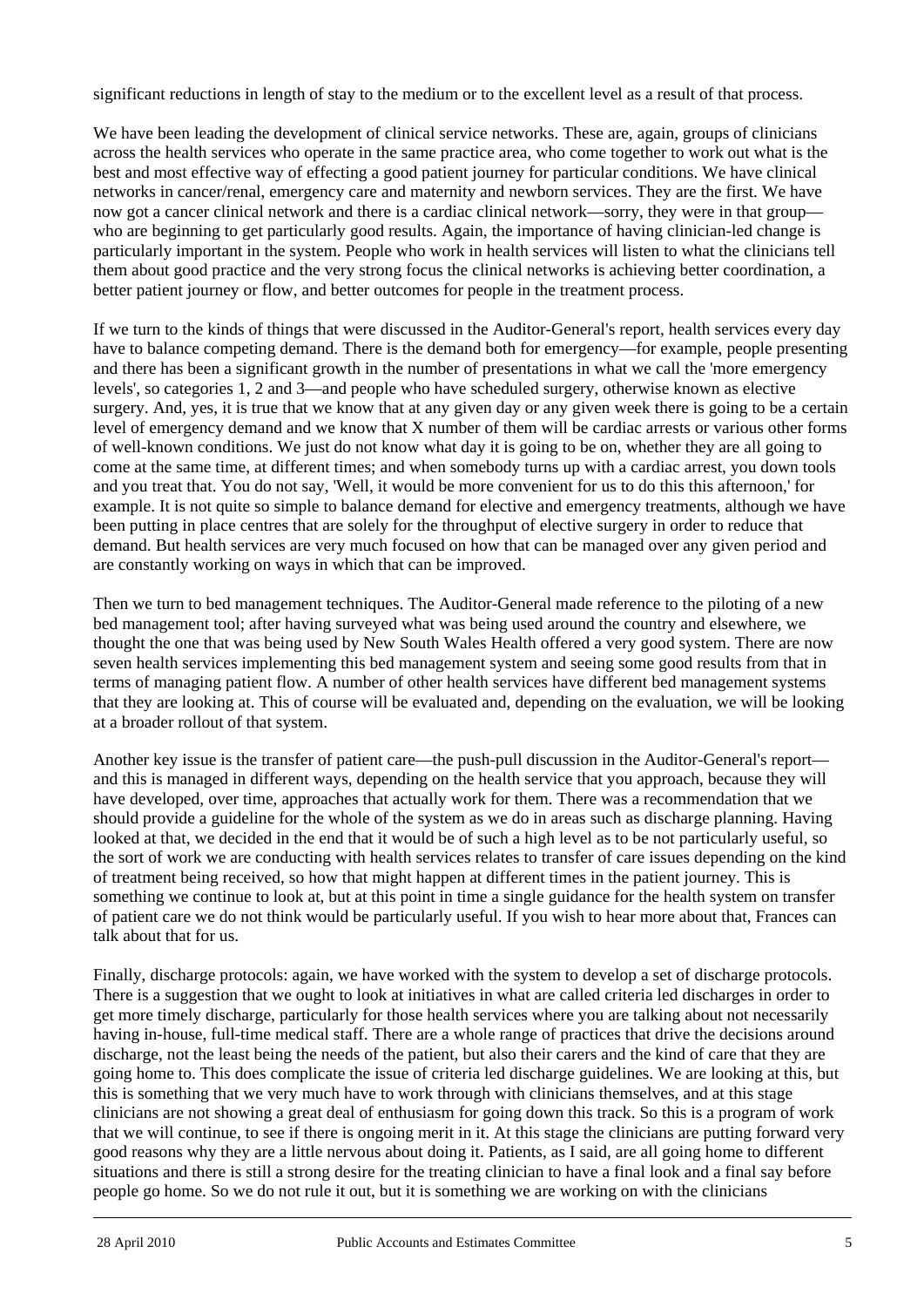significant reductions in length of stay to the medium or to the excellent level as a result of that process.

We have been leading the development of clinical service networks. These are, again, groups of clinicians across the health services who operate in the same practice area, who come together to work out what is the best and most effective way of effecting a good patient journey for particular conditions. We have clinical networks in cancer/renal, emergency care and maternity and newborn services. They are the first. We have now got a cancer clinical network and there is a cardiac clinical network—sorry, they were in that group—who are beginning to get particularly good results. Again, the importance of having clinician-led change is particularly important in the system. People who work in health services will listen to what the clinicians tell them about good practice and the very strong focus the clinical networks is achieving better coordination, a better patient journey or flow, and better outcomes for people in the treatment process.

If we turn to the kinds of things that were discussed in the Auditor-General's report, health services every day have to balance competing demand. There is the demand both for emergency—for example, people presenting and there has been a significant growth in the number of presentations in what we call the 'more emergency levels', so categories 1, 2 and 3—and people who have scheduled surgery, otherwise known as elective surgery. And, yes, it is true that we know that at any given day or any given week there is going to be a certain level of emergency demand and we know that X number of them will be cardiac arrests or various other forms of well-known conditions. We just do not know what day it is going to be on, whether they are all going to come at the same time, at different times; and when somebody turns up with a cardiac arrest, you down tools and you treat that. You do not say, 'Well, it would be more convenient for us to do this this afternoon,' for example. It is not quite so simple to balance demand for elective and emergency treatments, although we have been putting in place centres that are solely for the throughput of elective surgery in order to reduce that demand. But health services are very much focused on how that can be managed over any given period and are constantly working on ways in which that can be improved.

Then we turn to bed management techniques. The Auditor-General made reference to the piloting of a new bed management tool; after having surveyed what was being used around the country and elsewhere, we thought the one that was being used by New South Wales Health offered a very good system. There are now seven health services implementing this bed management system and seeing some good results from that in terms of managing patient flow. A number of other health services have different bed management systems that they are looking at. This of course will be evaluated and, depending on the evaluation, we will be looking at a broader rollout of that system.

Another key issue is the transfer of patient care—the push-pull discussion in the Auditor-General's report—and this is managed in different ways, depending on the health service that you approach, because they will have developed, over time, approaches that actually work for them. There was a recommendation that we should provide a guideline for the whole of the system as we do in areas such as discharge planning. Having looked at that, we decided in the end that it would be of such a high level as to be not particularly useful, so the sort of work we are conducting with health services relates to transfer of care issues depending on the kind of treatment being received, so how that might happen at different times in the patient journey. This is something we continue to look at, but at this point in time a single guidance for the health system on transfer of patient care we do not think would be particularly useful. If you wish to hear more about that, Frances can talk about that for us.

Finally, discharge protocols: again, we have worked with the system to develop a set of discharge protocols. There is a suggestion that we ought to look at initiatives in what are called criteria led discharges in order to get more timely discharge, particularly for those health services where you are talking about not necessarily having in-house, full-time medical staff. There are a whole range of practices that drive the decisions around discharge, not the least being the needs of the patient, but also their carers and the kind of care that they are going home to. This does complicate the issue of criteria led discharge guidelines. We are looking at this, but this is something that we very much have to work through with clinicians themselves, and at this stage clinicians are not showing a great deal of enthusiasm for going down this track. So this is a program of work that we will continue, to see if there is ongoing merit in it. At this stage the clinicians are putting forward very good reasons why they are a little nervous about doing it. Patients, as I said, are all going home to different situations and there is still a strong desire for the treating clinician to have a final look and a final say before people go home. So we do not rule it out, but it is something we are working on with the clinicians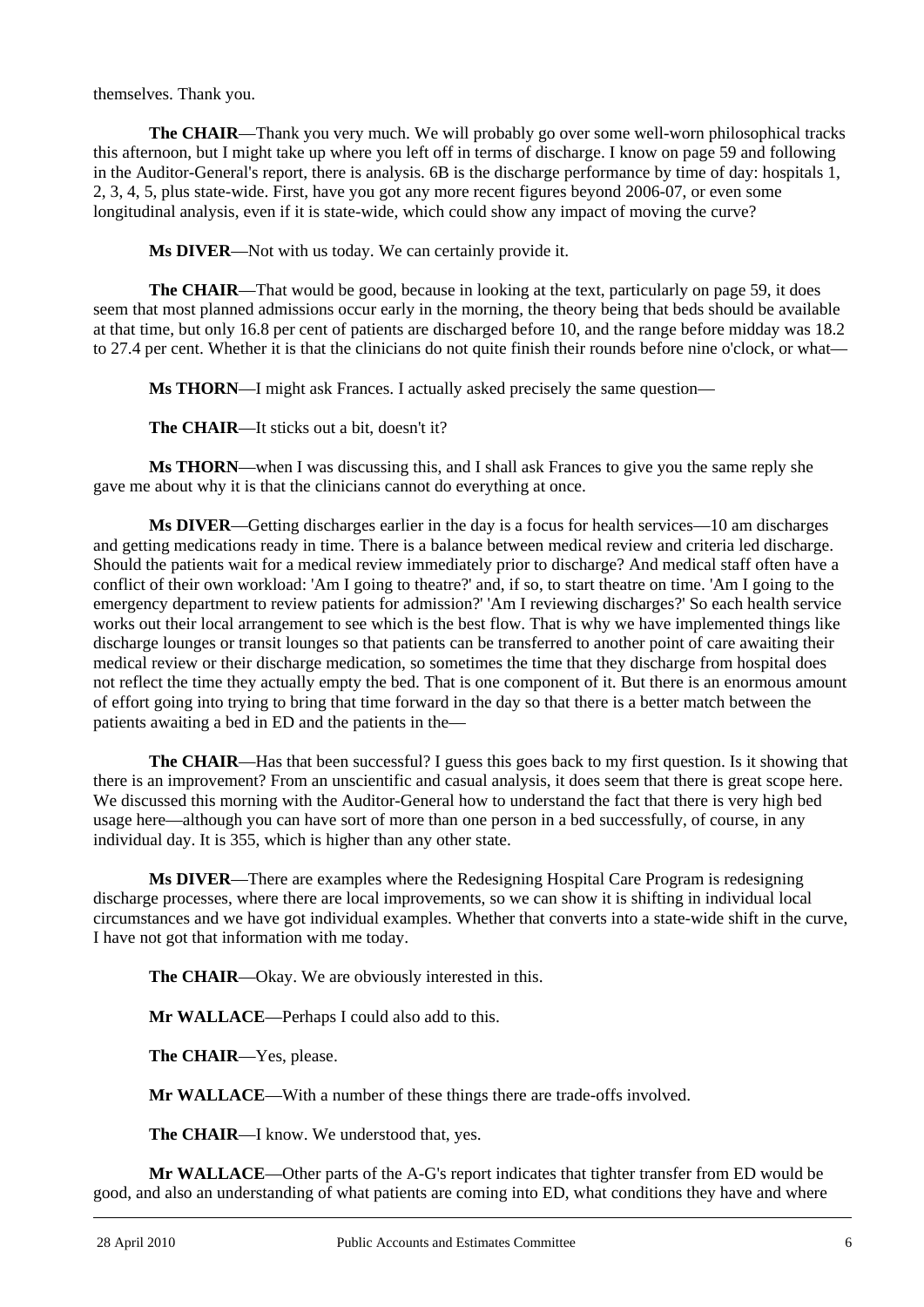themselves. Thank you.

**The CHAIR**—Thank you very much. We will probably go over some well-worn philosophical tracks this afternoon, but I might take up where you left off in terms of discharge. I know on page 59 and following in the Auditor-General's report, there is analysis. 6B is the discharge performance by time of day: hospitals 1, 2, 3, 4, 5, plus state-wide. First, have you got any more recent figures beyond 2006-07, or even some longitudinal analysis, even if it is state-wide, which could show any impact of moving the curve?

**Ms DIVER**—Not with us today. We can certainly provide it.

**The CHAIR**—That would be good, because in looking at the text, particularly on page 59, it does seem that most planned admissions occur early in the morning, the theory being that beds should be available at that time, but only 16.8 per cent of patients are discharged before 10, and the range before midday was 18.2 to 27.4 per cent. Whether it is that the clinicians do not quite finish their rounds before nine o'clock, or what—

**Ms THORN**—I might ask Frances. I actually asked precisely the same question—

**The CHAIR**—It sticks out a bit, doesn't it?

**Ms THORN**—when I was discussing this, and I shall ask Frances to give you the same reply she gave me about why it is that the clinicians cannot do everything at once.

**Ms DIVER**—Getting discharges earlier in the day is a focus for health services—10 am discharges and getting medications ready in time. There is a balance between medical review and criteria led discharge. Should the patients wait for a medical review immediately prior to discharge? And medical staff often have a conflict of their own workload: 'Am I going to theatre?' and, if so, to start theatre on time. 'Am I going to the emergency department to review patients for admission?' 'Am I reviewing discharges?' So each health service works out their local arrangement to see which is the best flow. That is why we have implemented things like discharge lounges or transit lounges so that patients can be transferred to another point of care awaiting their medical review or their discharge medication, so sometimes the time that they discharge from hospital does not reflect the time they actually empty the bed. That is one component of it. But there is an enormous amount of effort going into trying to bring that time forward in the day so that there is a better match between the patients awaiting a bed in ED and the patients in the—

**The CHAIR**—Has that been successful? I guess this goes back to my first question. Is it showing that there is an improvement? From an unscientific and casual analysis, it does seem that there is great scope here. We discussed this morning with the Auditor-General how to understand the fact that there is very high bed usage here—although you can have sort of more than one person in a bed successfully, of course, in any individual day. It is 355, which is higher than any other state.

**Ms DIVER**—There are examples where the Redesigning Hospital Care Program is redesigning discharge processes, where there are local improvements, so we can show it is shifting in individual local circumstances and we have got individual examples. Whether that converts into a state-wide shift in the curve, I have not got that information with me today.

**The CHAIR**—Okay. We are obviously interested in this.

**Mr WALLACE**—Perhaps I could also add to this.

**The CHAIR**—Yes, please.

**Mr WALLACE**—With a number of these things there are trade-offs involved.

**The CHAIR**—I know. We understood that, yes.

**Mr WALLACE**—Other parts of the A-G's report indicates that tighter transfer from ED would be good, and also an understanding of what patients are coming into ED, what conditions they have and where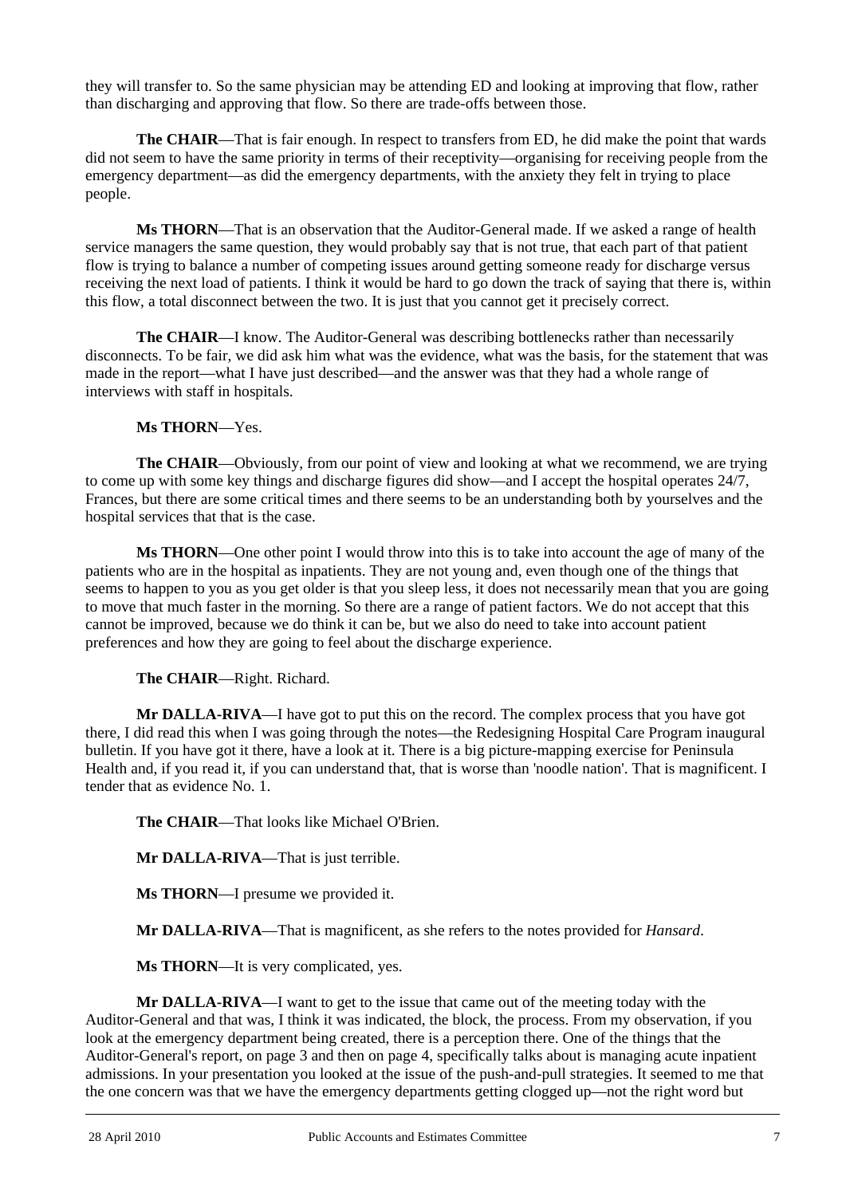they will transfer to. So the same physician may be attending ED and looking at improving that flow, rather than discharging and approving that flow. So there are trade-offs between those.

**The CHAIR**—That is fair enough. In respect to transfers from ED, he did make the point that wards did not seem to have the same priority in terms of their receptivity—organising for receiving people from the emergency department—as did the emergency departments, with the anxiety they felt in trying to place people.

**Ms THORN**—That is an observation that the Auditor-General made. If we asked a range of health service managers the same question, they would probably say that is not true, that each part of that patient flow is trying to balance a number of competing issues around getting someone ready for discharge versus receiving the next load of patients. I think it would be hard to go down the track of saying that there is, within this flow, a total disconnect between the two. It is just that you cannot get it precisely correct.

**The CHAIR**—I know. The Auditor-General was describing bottlenecks rather than necessarily disconnects. To be fair, we did ask him what was the evidence, what was the basis, for the statement that was made in the report—what I have just described—and the answer was that they had a whole range of interviews with staff in hospitals.

**Ms THORN**—Yes.

**The CHAIR**—Obviously, from our point of view and looking at what we recommend, we are trying to come up with some key things and discharge figures did show—and I accept the hospital operates 24/7, Frances, but there are some critical times and there seems to be an understanding both by yourselves and the hospital services that that is the case.

**Ms THORN**—One other point I would throw into this is to take into account the age of many of the patients who are in the hospital as inpatients. They are not young and, even though one of the things that seems to happen to you as you get older is that you sleep less, it does not necessarily mean that you are going to move that much faster in the morning. So there are a range of patient factors. We do not accept that this cannot be improved, because we do think it can be, but we also do need to take into account patient preferences and how they are going to feel about the discharge experience.

**The CHAIR**—Right. Richard.

**Mr DALLA-RIVA**—I have got to put this on the record. The complex process that you have got there, I did read this when I was going through the notes—the Redesigning Hospital Care Program inaugural bulletin. If you have got it there, have a look at it. There is a big picture-mapping exercise for Peninsula Health and, if you read it, if you can understand that, that is worse than 'noodle nation'. That is magnificent. I tender that as evidence No. 1.

**The CHAIR**—That looks like Michael O'Brien.

**Mr DALLA-RIVA**—That is just terrible.

**Ms THORN**—I presume we provided it.

**Mr DALLA-RIVA**—That is magnificent, as she refers to the notes provided for *Hansard*.

**Ms THORN**—It is very complicated, yes.

**Mr DALLA-RIVA**—I want to get to the issue that came out of the meeting today with the Auditor-General and that was, I think it was indicated, the block, the process. From my observation, if you look at the emergency department being created, there is a perception there. One of the things that the Auditor-General's report, on page 3 and then on page 4, specifically talks about is managing acute inpatient admissions. In your presentation you looked at the issue of the push-and-pull strategies. It seemed to me that the one concern was that we have the emergency departments getting clogged up—not the right word but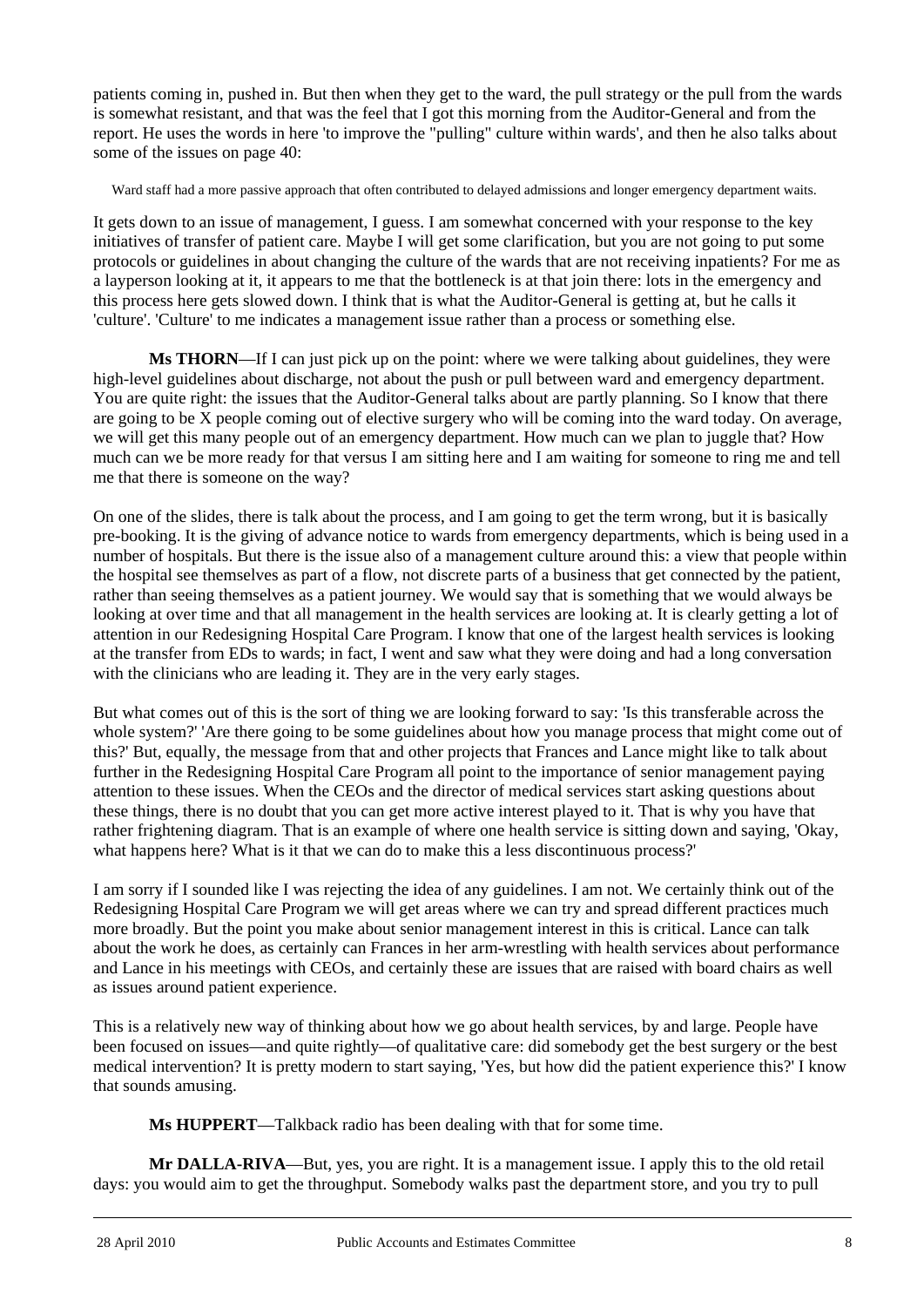patients coming in, pushed in. But then when they get to the ward, the pull strategy or the pull from the wards is somewhat resistant, and that was the feel that I got this morning from the Auditor-General and from the report. He uses the words in here 'to improve the "pulling" culture within wards', and then he also talks about some of the issues on page 40:

> Ward staff had a more passive approach that often contributed to delayed admissions and longer emergency department waits.

It gets down to an issue of management, I guess. I am somewhat concerned with your response to the key initiatives of transfer of patient care. Maybe I will get some clarification, but you are not going to put some protocols or guidelines in about changing the culture of the wards that are not receiving inpatients? For me as a layperson looking at it, it appears to me that the bottleneck is at that join there: lots in the emergency and this process here gets slowed down. I think that is what the Auditor-General is getting at, but he calls it 'culture'. 'Culture' to me indicates a management issue rather than a process or something else.

**Ms THORN**—If I can just pick up on the point: where we were talking about guidelines, they were high-level guidelines about discharge, not about the push or pull between ward and emergency department. You are quite right: the issues that the Auditor-General talks about are partly planning. So I know that there are going to be X people coming out of elective surgery who will be coming into the ward today. On average, we will get this many people out of an emergency department. How much can we plan to juggle that? How much can we be more ready for that versus I am sitting here and I am waiting for someone to ring me and tell me that there is someone on the way?

On one of the slides, there is talk about the process, and I am going to get the term wrong, but it is basically pre-booking. It is the giving of advance notice to wards from emergency departments, which is being used in a number of hospitals. But there is the issue also of a management culture around this: a view that people within the hospital see themselves as part of a flow, not discrete parts of a business that get connected by the patient, rather than seeing themselves as a patient journey. We would say that is something that we would always be looking at over time and that all management in the health services are looking at. It is clearly getting a lot of attention in our Redesigning Hospital Care Program. I know that one of the largest health services is looking at the transfer from EDs to wards; in fact, I went and saw what they were doing and had a long conversation with the clinicians who are leading it. They are in the very early stages.

But what comes out of this is the sort of thing we are looking forward to say: 'Is this transferable across the whole system?' 'Are there going to be some guidelines about how you manage process that might come out of this?' But, equally, the message from that and other projects that Frances and Lance might like to talk about further in the Redesigning Hospital Care Program all point to the importance of senior management paying attention to these issues. When the CEOs and the director of medical services start asking questions about these things, there is no doubt that you can get more active interest played to it. That is why you have that rather frightening diagram. That is an example of where one health service is sitting down and saying, 'Okay, what happens here? What is it that we can do to make this a less discontinuous process?'

I am sorry if I sounded like I was rejecting the idea of any guidelines. I am not. We certainly think out of the Redesigning Hospital Care Program we will get areas where we can try and spread different practices much more broadly. But the point you make about senior management interest in this is critical. Lance can talk about the work he does, as certainly can Frances in her arm-wrestling with health services about performance and Lance in his meetings with CEOs, and certainly these are issues that are raised with board chairs as well as issues around patient experience.

This is a relatively new way of thinking about how we go about health services, by and large. People have been focused on issues—and quite rightly—of qualitative care: did somebody get the best surgery or the best medical intervention? It is pretty modern to start saying, 'Yes, but how did the patient experience this?' I know that sounds amusing.

**Ms HUPPERT**—Talkback radio has been dealing with that for some time.

**Mr DALLA-RIVA**—But, yes, you are right. It is a management issue. I apply this to the old retail days: you would aim to get the throughput. Somebody walks past the department store, and you try to pull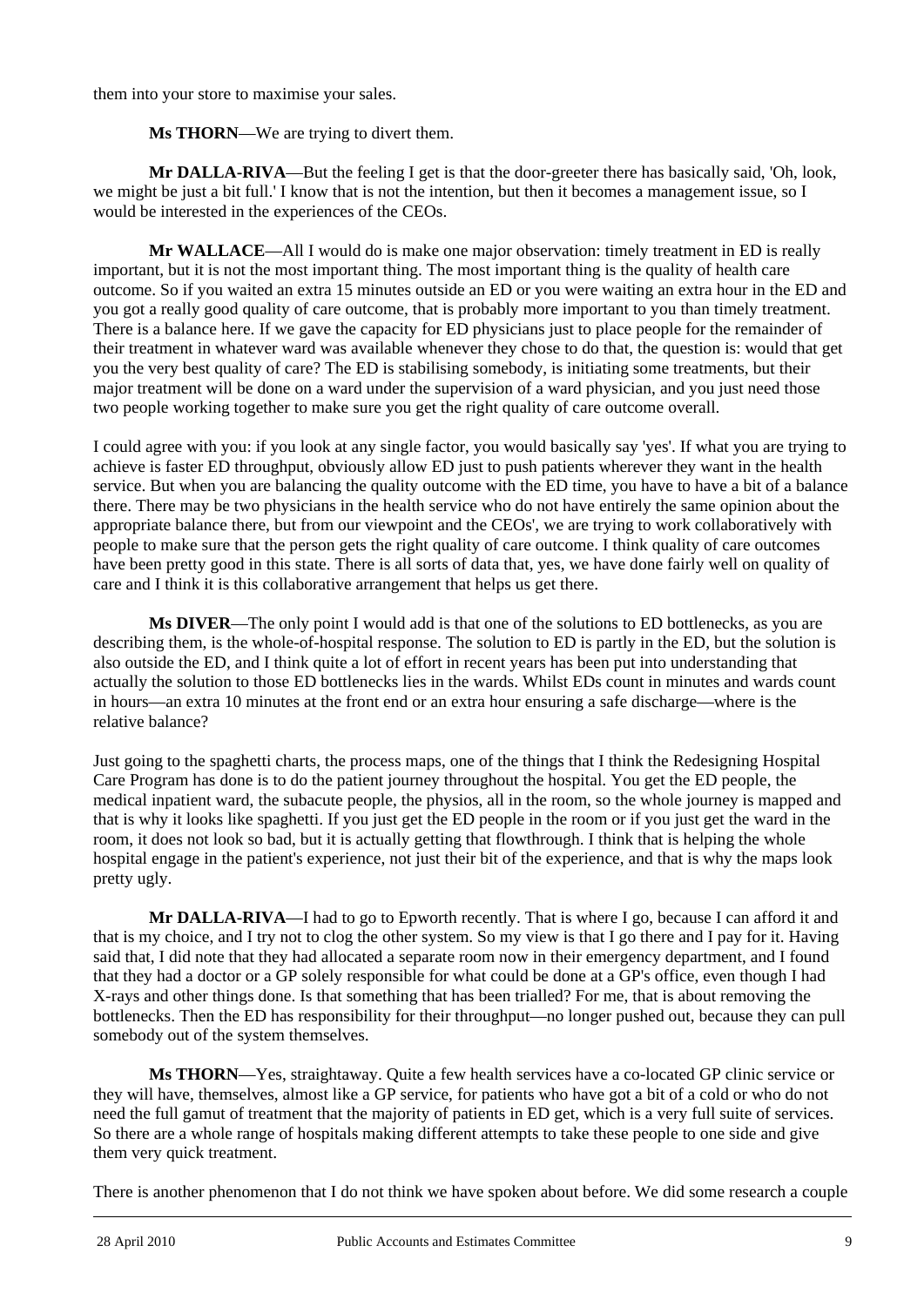them into your store to maximise your sales.

**Ms THORN**—We are trying to divert them.

**Mr DALLA-RIVA**—But the feeling I get is that the door-greeter there has basically said, 'Oh, look, we might be just a bit full.' I know that is not the intention, but then it becomes a management issue, so I would be interested in the experiences of the CEOs.

**Mr WALLACE**—All I would do is make one major observation: timely treatment in ED is really important, but it is not the most important thing. The most important thing is the quality of health care outcome. So if you waited an extra 15 minutes outside an ED or you were waiting an extra hour in the ED and you got a really good quality of care outcome, that is probably more important to you than timely treatment. There is a balance here. If we gave the capacity for ED physicians just to place people for the remainder of their treatment in whatever ward was available whenever they chose to do that, the question is: would that get you the very best quality of care? The ED is stabilising somebody, is initiating some treatments, but their major treatment will be done on a ward under the supervision of a ward physician, and you just need those two people working together to make sure you get the right quality of care outcome overall.

I could agree with you: if you look at any single factor, you would basically say 'yes'. If what you are trying to achieve is faster ED throughput, obviously allow ED just to push patients wherever they want in the health service. But when you are balancing the quality outcome with the ED time, you have to have a bit of a balance there. There may be two physicians in the health service who do not have entirely the same opinion about the appropriate balance there, but from our viewpoint and the CEOs', we are trying to work collaboratively with people to make sure that the person gets the right quality of care outcome. I think quality of care outcomes have been pretty good in this state. There is all sorts of data that, yes, we have done fairly well on quality of care and I think it is this collaborative arrangement that helps us get there.

**Ms DIVER**—The only point I would add is that one of the solutions to ED bottlenecks, as you are describing them, is the whole-of-hospital response. The solution to ED is partly in the ED, but the solution is also outside the ED, and I think quite a lot of effort in recent years has been put into understanding that actually the solution to those ED bottlenecks lies in the wards. Whilst EDs count in minutes and wards count in hours—an extra 10 minutes at the front end or an extra hour ensuring a safe discharge—where is the relative balance?

Just going to the spaghetti charts, the process maps, one of the things that I think the Redesigning Hospital Care Program has done is to do the patient journey throughout the hospital. You get the ED people, the medical inpatient ward, the subacute people, the physios, all in the room, so the whole journey is mapped and that is why it looks like spaghetti. If you just get the ED people in the room or if you just get the ward in the room, it does not look so bad, but it is actually getting that flowthrough. I think that is helping the whole hospital engage in the patient's experience, not just their bit of the experience, and that is why the maps look pretty ugly.

**Mr DALLA-RIVA**—I had to go to Epworth recently. That is where I go, because I can afford it and that is my choice, and I try not to clog the other system. So my view is that I go there and I pay for it. Having said that, I did note that they had allocated a separate room now in their emergency department, and I found that they had a doctor or a GP solely responsible for what could be done at a GP's office, even though I had X-rays and other things done. Is that something that has been trialled? For me, that is about removing the bottlenecks. Then the ED has responsibility for their throughput—no longer pushed out, because they can pull somebody out of the system themselves.

**Ms THORN**—Yes, straightaway. Quite a few health services have a co-located GP clinic service or they will have, themselves, almost like a GP service, for patients who have got a bit of a cold or who do not need the full gamut of treatment that the majority of patients in ED get, which is a very full suite of services. So there are a whole range of hospitals making different attempts to take these people to one side and give them very quick treatment.

There is another phenomenon that I do not think we have spoken about before. We did some research a couple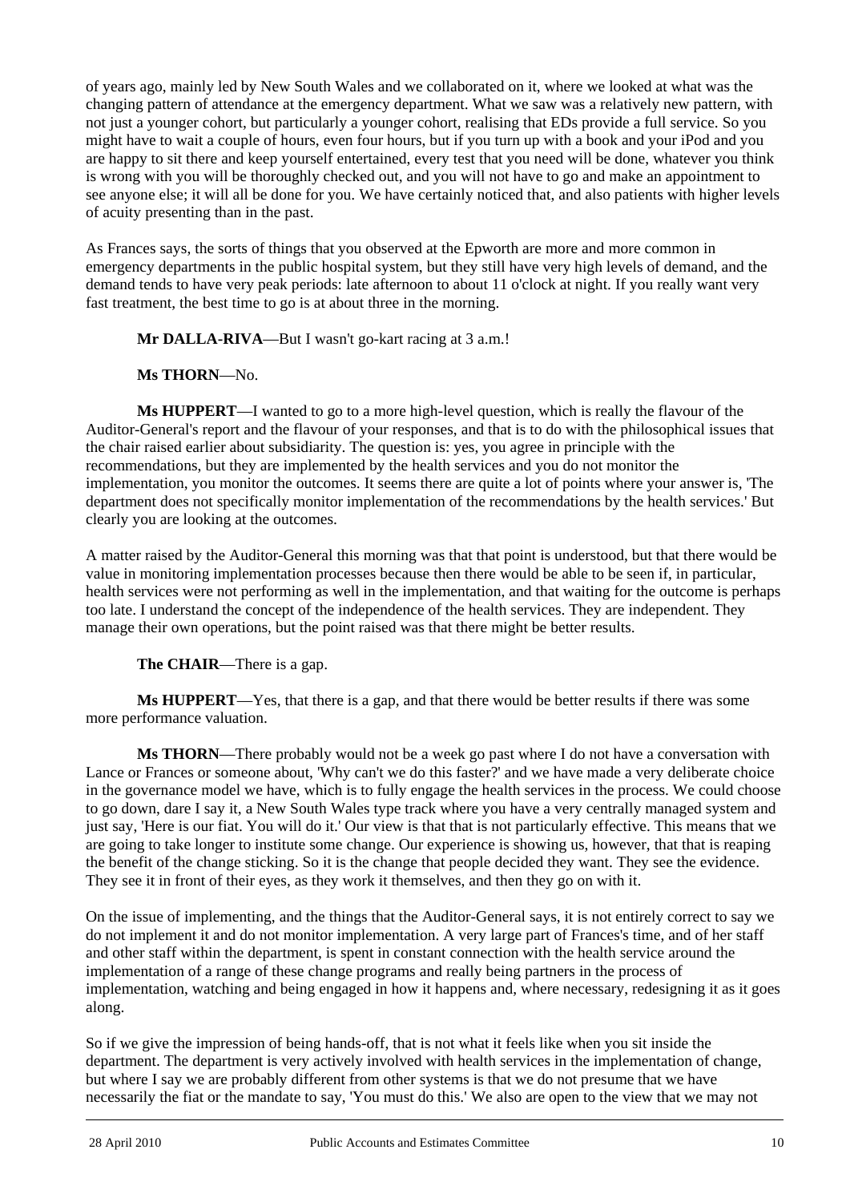of years ago, mainly led by New South Wales and we collaborated on it, where we looked at what was the changing pattern of attendance at the emergency department. What we saw was a relatively new pattern, with not just a younger cohort, but particularly a younger cohort, realising that EDs provide a full service. So you might have to wait a couple of hours, even four hours, but if you turn up with a book and your iPod and you are happy to sit there and keep yourself entertained, every test that you need will be done, whatever you think is wrong with you will be thoroughly checked out, and you will not have to go and make an appointment to see anyone else; it will all be done for you. We have certainly noticed that, and also patients with higher levels of acuity presenting than in the past.

As Frances says, the sorts of things that you observed at the Epworth are more and more common in emergency departments in the public hospital system, but they still have very high levels of demand, and the demand tends to have very peak periods: late afternoon to about 11 o'clock at night. If you really want very fast treatment, the best time to go is at about three in the morning.

**Mr DALLA-RIVA**—But I wasn't go-kart racing at 3 a.m.!

**Ms THORN**—No.

**Ms HUPPERT**—I wanted to go to a more high-level question, which is really the flavour of the Auditor-General's report and the flavour of your responses, and that is to do with the philosophical issues that the chair raised earlier about subsidiarity. The question is: yes, you agree in principle with the recommendations, but they are implemented by the health services and you do not monitor the implementation, you monitor the outcomes. It seems there are quite a lot of points where your answer is, 'The department does not specifically monitor implementation of the recommendations by the health services.' But clearly you are looking at the outcomes.

A matter raised by the Auditor-General this morning was that that point is understood, but that there would be value in monitoring implementation processes because then there would be able to be seen if, in particular, health services were not performing as well in the implementation, and that waiting for the outcome is perhaps too late. I understand the concept of the independence of the health services. They are independent. They manage their own operations, but the point raised was that there might be better results.

**The CHAIR**—There is a gap.

**Ms HUPPERT**—Yes, that there is a gap, and that there would be better results if there was some more performance valuation.

**Ms THORN**—There probably would not be a week go past where I do not have a conversation with Lance or Frances or someone about, 'Why can't we do this faster?' and we have made a very deliberate choice in the governance model we have, which is to fully engage the health services in the process. We could choose to go down, dare I say it, a New South Wales type track where you have a very centrally managed system and just say, 'Here is our fiat. You will do it.' Our view is that that is not particularly effective. This means that we are going to take longer to institute some change. Our experience is showing us, however, that that is reaping the benefit of the change sticking. So it is the change that people decided they want. They see the evidence. They see it in front of their eyes, as they work it themselves, and then they go on with it.

On the issue of implementing, and the things that the Auditor-General says, it is not entirely correct to say we do not implement it and do not monitor implementation. A very large part of Frances's time, and of her staff and other staff within the department, is spent in constant connection with the health service around the implementation of a range of these change programs and really being partners in the process of implementation, watching and being engaged in how it happens and, where necessary, redesigning it as it goes along.

So if we give the impression of being hands-off, that is not what it feels like when you sit inside the department. The department is very actively involved with health services in the implementation of change, but where I say we are probably different from other systems is that we do not presume that we have necessarily the fiat or the mandate to say, 'You must do this.' We also are open to the view that we may not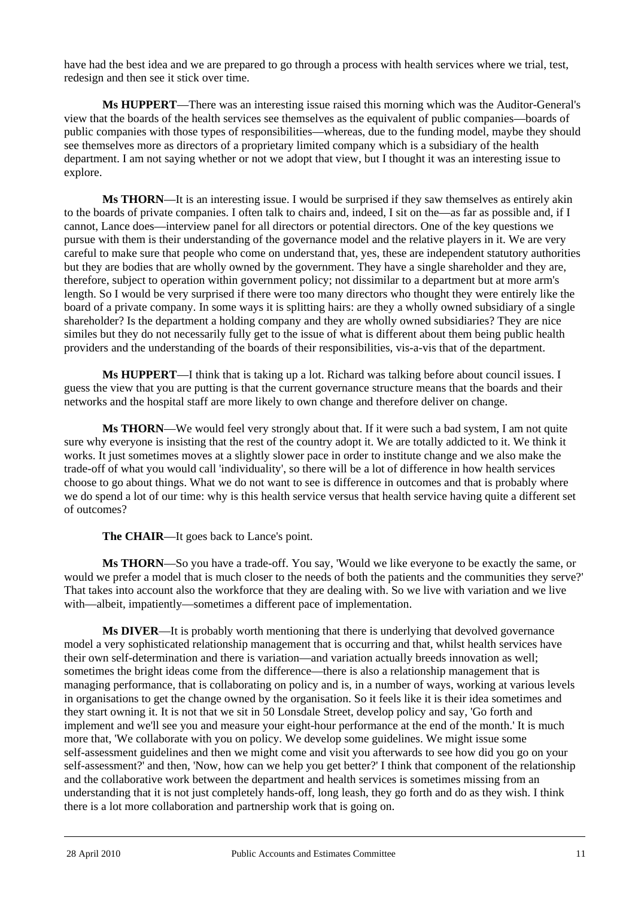have had the best idea and we are prepared to go through a process with health services where we trial, test, redesign and then see it stick over time.

**Ms HUPPERT**—There was an interesting issue raised this morning which was the Auditor-General's view that the boards of the health services see themselves as the equivalent of public companies—boards of public companies with those types of responsibilities—whereas, due to the funding model, maybe they should see themselves more as directors of a proprietary limited company which is a subsidiary of the health department. I am not saying whether or not we adopt that view, but I thought it was an interesting issue to explore.

**Ms THORN**—It is an interesting issue. I would be surprised if they saw themselves as entirely akin to the boards of private companies. I often talk to chairs and, indeed, I sit on the—as far as possible and, if I cannot, Lance does—interview panel for all directors or potential directors. One of the key questions we pursue with them is their understanding of the governance model and the relative players in it. We are very careful to make sure that people who come on understand that, yes, these are independent statutory authorities but they are bodies that are wholly owned by the government. They have a single shareholder and they are, therefore, subject to operation within government policy; not dissimilar to a department but at more arm's length. So I would be very surprised if there were too many directors who thought they were entirely like the board of a private company. In some ways it is splitting hairs: are they a wholly owned subsidiary of a single shareholder? Is the department a holding company and they are wholly owned subsidiaries? They are nice similes but they do not necessarily fully get to the issue of what is different about them being public health providers and the understanding of the boards of their responsibilities, vis-a-vis that of the department.

**Ms HUPPERT**—I think that is taking up a lot. Richard was talking before about council issues. I guess the view that you are putting is that the current governance structure means that the boards and their networks and the hospital staff are more likely to own change and therefore deliver on change.

**Ms THORN**—We would feel very strongly about that. If it were such a bad system, I am not quite sure why everyone is insisting that the rest of the country adopt it. We are totally addicted to it. We think it works. It just sometimes moves at a slightly slower pace in order to institute change and we also make the trade-off of what you would call 'individuality', so there will be a lot of difference in how health services choose to go about things. What we do not want to see is difference in outcomes and that is probably where we do spend a lot of our time: why is this health service versus that health service having quite a different set of outcomes?

**The CHAIR**—It goes back to Lance's point.

**Ms THORN**—So you have a trade-off. You say, 'Would we like everyone to be exactly the same, or would we prefer a model that is much closer to the needs of both the patients and the communities they serve?' That takes into account also the workforce that they are dealing with. So we live with variation and we live with—albeit, impatiently—sometimes a different pace of implementation.

**Ms DIVER**—It is probably worth mentioning that there is underlying that devolved governance model a very sophisticated relationship management that is occurring and that, whilst health services have their own self-determination and there is variation—and variation actually breeds innovation as well; sometimes the bright ideas come from the difference—there is also a relationship management that is managing performance, that is collaborating on policy and is, in a number of ways, working at various levels in organisations to get the change owned by the organisation. So it feels like it is their idea sometimes and they start owning it. It is not that we sit in 50 Lonsdale Street, develop policy and say, 'Go forth and implement and we'll see you and measure your eight-hour performance at the end of the month.' It is much more that, 'We collaborate with you on policy. We develop some guidelines. We might issue some self-assessment guidelines and then we might come and visit you afterwards to see how did you go on your self-assessment?' and then, 'Now, how can we help you get better?' I think that component of the relationship and the collaborative work between the department and health services is sometimes missing from an understanding that it is not just completely hands-off, long leash, they go forth and do as they wish. I think there is a lot more collaboration and partnership work that is going on.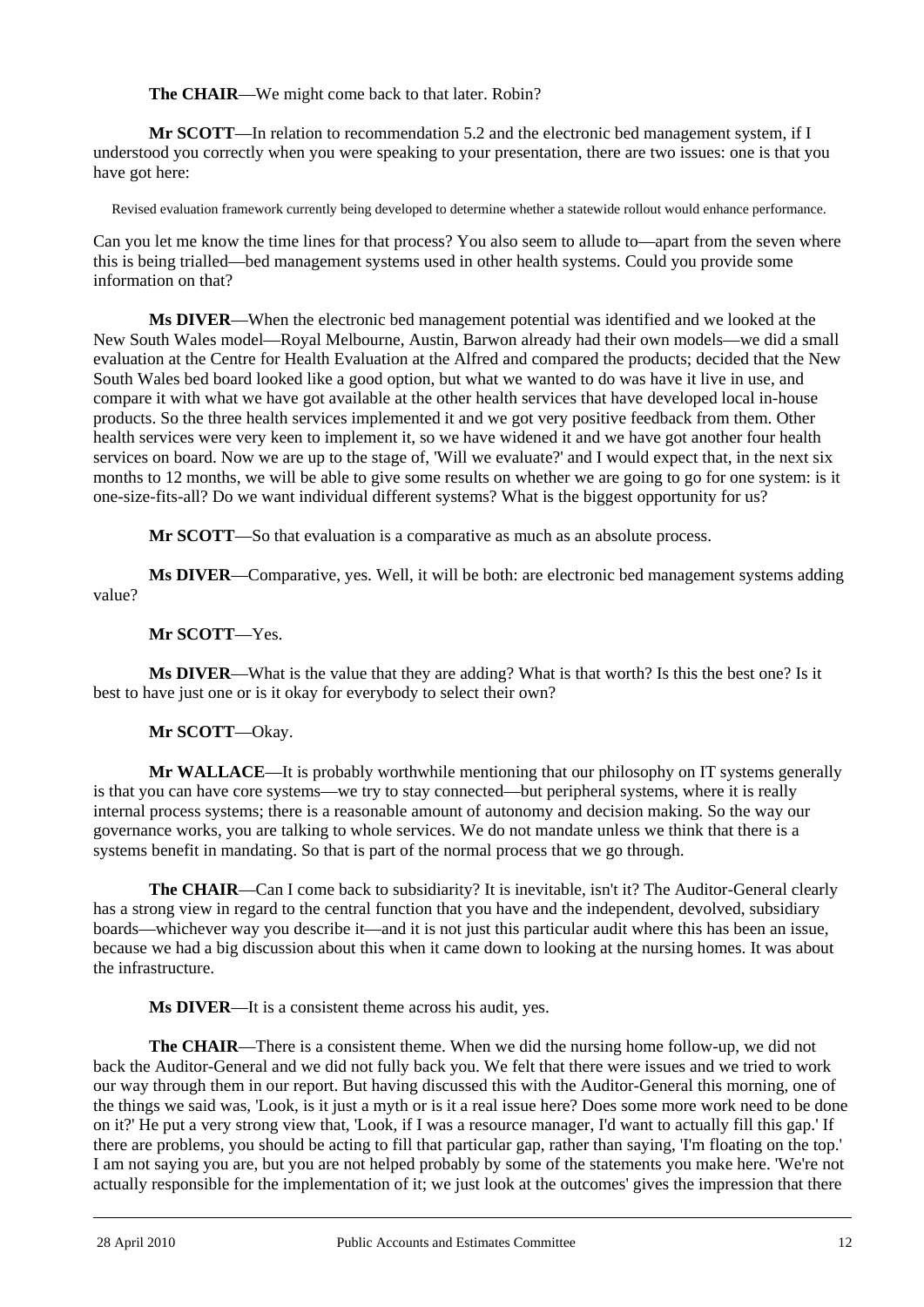**The CHAIR**—We might come back to that later. Robin?

**Mr SCOTT**—In relation to recommendation 5.2 and the electronic bed management system, if I understood you correctly when you were speaking to your presentation, there are two issues: one is that you have got here:

> Revised evaluation framework currently being developed to determine whether a statewide rollout would enhance performance.

Can you let me know the time lines for that process? You also seem to allude to—apart from the seven where this is being trialled—bed management systems used in other health systems. Could you provide some information on that?

**Ms DIVER**—When the electronic bed management potential was identified and we looked at the New South Wales model—Royal Melbourne, Austin, Barwon already had their own models—we did a small evaluation at the Centre for Health Evaluation at the Alfred and compared the products; decided that the New South Wales bed board looked like a good option, but what we wanted to do was have it live in use, and compare it with what we have got available at the other health services that have developed local in-house products. So the three health services implemented it and we got very positive feedback from them. Other health services were very keen to implement it, so we have widened it and we have got another four health services on board. Now we are up to the stage of, 'Will we evaluate?' and I would expect that, in the next six months to 12 months, we will be able to give some results on whether we are going to go for one system: is it one-size-fits-all? Do we want individual different systems? What is the biggest opportunity for us?

**Mr SCOTT**—So that evaluation is a comparative as much as an absolute process.

**Ms DIVER**—Comparative, yes. Well, it will be both: are electronic bed management systems adding value?

**Mr SCOTT**—Yes.

**Ms DIVER**—What is the value that they are adding? What is that worth? Is this the best one? Is it best to have just one or is it okay for everybody to select their own?

**Mr SCOTT**—Okay.

**Mr WALLACE**—It is probably worthwhile mentioning that our philosophy on IT systems generally is that you can have core systems—we try to stay connected—but peripheral systems, where it is really internal process systems; there is a reasonable amount of autonomy and decision making. So the way our governance works, you are talking to whole services. We do not mandate unless we think that there is a systems benefit in mandating. So that is part of the normal process that we go through.

**The CHAIR**—Can I come back to subsidiarity? It is inevitable, isn't it? The Auditor-General clearly has a strong view in regard to the central function that you have and the independent, devolved, subsidiary boards—whichever way you describe it—and it is not just this particular audit where this has been an issue, because we had a big discussion about this when it came down to looking at the nursing homes. It was about the infrastructure.

**Ms DIVER**—It is a consistent theme across his audit, yes.

**The CHAIR**—There is a consistent theme. When we did the nursing home follow-up, we did not back the Auditor-General and we did not fully back you. We felt that there were issues and we tried to work our way through them in our report. But having discussed this with the Auditor-General this morning, one of the things we said was, 'Look, is it just a myth or is it a real issue here? Does some more work need to be done on it?' He put a very strong view that, 'Look, if I was a resource manager, I'd want to actually fill this gap.' If there are problems, you should be acting to fill that particular gap, rather than saying, 'I'm floating on the top.' I am not saying you are, but you are not helped probably by some of the statements you make here. 'We're not actually responsible for the implementation of it; we just look at the outcomes' gives the impression that there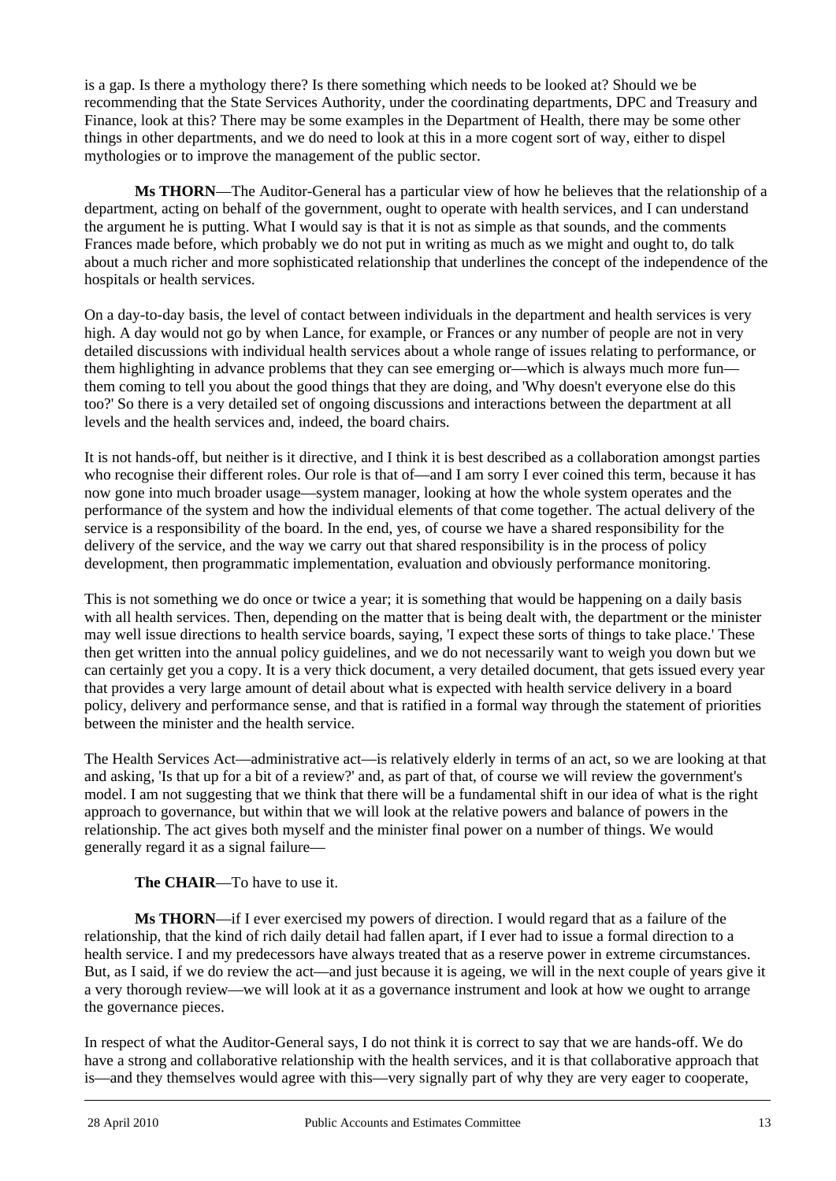is a gap. Is there a mythology there? Is there something which needs to be looked at? Should we be recommending that the State Services Authority, under the coordinating departments, DPC and Treasury and Finance, look at this? There may be some examples in the Department of Health, there may be some other things in other departments, and we do need to look at this in a more cogent sort of way, either to dispel mythologies or to improve the management of the public sector.

**Ms THORN**—The Auditor-General has a particular view of how he believes that the relationship of a department, acting on behalf of the government, ought to operate with health services, and I can understand the argument he is putting. What I would say is that it is not as simple as that sounds, and the comments Frances made before, which probably we do not put in writing as much as we might and ought to, do talk about a much richer and more sophisticated relationship that underlines the concept of the independence of the hospitals or health services.

On a day-to-day basis, the level of contact between individuals in the department and health services is very high. A day would not go by when Lance, for example, or Frances or any number of people are not in very detailed discussions with individual health services about a whole range of issues relating to performance, or them highlighting in advance problems that they can see emerging or—which is always much more fun—them coming to tell you about the good things that they are doing, and 'Why doesn't everyone else do this too?' So there is a very detailed set of ongoing discussions and interactions between the department at all levels and the health services and, indeed, the board chairs.

It is not hands-off, but neither is it directive, and I think it is best described as a collaboration amongst parties who recognise their different roles. Our role is that of—and I am sorry I ever coined this term, because it has now gone into much broader usage—system manager, looking at how the whole system operates and the performance of the system and how the individual elements of that come together. The actual delivery of the service is a responsibility of the board. In the end, yes, of course we have a shared responsibility for the delivery of the service, and the way we carry out that shared responsibility is in the process of policy development, then programmatic implementation, evaluation and obviously performance monitoring.

This is not something we do once or twice a year; it is something that would be happening on a daily basis with all health services. Then, depending on the matter that is being dealt with, the department or the minister may well issue directions to health service boards, saying, 'I expect these sorts of things to take place.' These then get written into the annual policy guidelines, and we do not necessarily want to weigh you down but we can certainly get you a copy. It is a very thick document, a very detailed document, that gets issued every year that provides a very large amount of detail about what is expected with health service delivery in a board policy, delivery and performance sense, and that is ratified in a formal way through the statement of priorities between the minister and the health service.

The Health Services Act—administrative act—is relatively elderly in terms of an act, so we are looking at that and asking, 'Is that up for a bit of a review?' and, as part of that, of course we will review the government's model. I am not suggesting that we think that there will be a fundamental shift in our idea of what is the right approach to governance, but within that we will look at the relative powers and balance of powers in the relationship. The act gives both myself and the minister final power on a number of things. We would generally regard it as a signal failure—

**The CHAIR**—To have to use it.

**Ms THORN**—if I ever exercised my powers of direction. I would regard that as a failure of the relationship, that the kind of rich daily detail had fallen apart, if I ever had to issue a formal direction to a health service. I and my predecessors have always treated that as a reserve power in extreme circumstances. But, as I said, if we do review the act—and just because it is ageing, we will in the next couple of years give it a very thorough review—we will look at it as a governance instrument and look at how we ought to arrange the governance pieces.

In respect of what the Auditor-General says, I do not think it is correct to say that we are hands-off. We do have a strong and collaborative relationship with the health services, and it is that collaborative approach that is—and they themselves would agree with this—very signally part of why they are very eager to cooperate,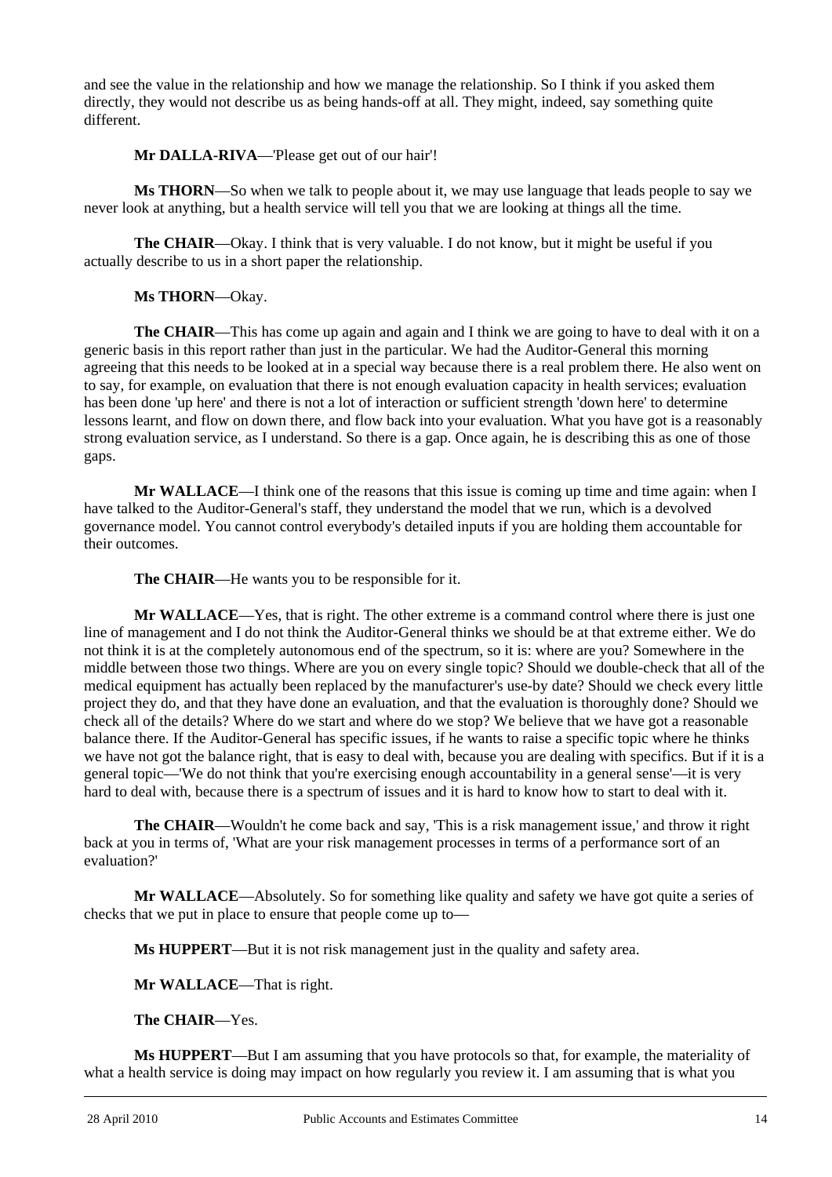and see the value in the relationship and how we manage the relationship. So I think if you asked them directly, they would not describe us as being hands-off at all. They might, indeed, say something quite different.

**Mr DALLA-RIVA**—'Please get out of our hair'!

**Ms THORN**—So when we talk to people about it, we may use language that leads people to say we never look at anything, but a health service will tell you that we are looking at things all the time.

**The CHAIR**—Okay. I think that is very valuable. I do not know, but it might be useful if you actually describe to us in a short paper the relationship.

**Ms THORN**—Okay.

**The CHAIR**—This has come up again and again and I think we are going to have to deal with it on a generic basis in this report rather than just in the particular. We had the Auditor-General this morning agreeing that this needs to be looked at in a special way because there is a real problem there. He also went on to say, for example, on evaluation that there is not enough evaluation capacity in health services; evaluation has been done 'up here' and there is not a lot of interaction or sufficient strength 'down here' to determine lessons learnt, and flow on down there, and flow back into your evaluation. What you have got is a reasonably strong evaluation service, as I understand. So there is a gap. Once again, he is describing this as one of those gaps.

**Mr WALLACE**—I think one of the reasons that this issue is coming up time and time again: when I have talked to the Auditor-General's staff, they understand the model that we run, which is a devolved governance model. You cannot control everybody's detailed inputs if you are holding them accountable for their outcomes.

**The CHAIR**—He wants you to be responsible for it.

**Mr WALLACE**—Yes, that is right. The other extreme is a command control where there is just one line of management and I do not think the Auditor-General thinks we should be at that extreme either. We do not think it is at the completely autonomous end of the spectrum, so it is: where are you? Somewhere in the middle between those two things. Where are you on every single topic? Should we double-check that all of the medical equipment has actually been replaced by the manufacturer's use-by date? Should we check every little project they do, and that they have done an evaluation, and that the evaluation is thoroughly done? Should we check all of the details? Where do we start and where do we stop? We believe that we have got a reasonable balance there. If the Auditor-General has specific issues, if he wants to raise a specific topic where he thinks we have not got the balance right, that is easy to deal with, because you are dealing with specifics. But if it is a general topic—'We do not think that you're exercising enough accountability in a general sense'—it is very hard to deal with, because there is a spectrum of issues and it is hard to know how to start to deal with it.

**The CHAIR**—Wouldn't he come back and say, 'This is a risk management issue,' and throw it right back at you in terms of, 'What are your risk management processes in terms of a performance sort of an evaluation?'

**Mr WALLACE**—Absolutely. So for something like quality and safety we have got quite a series of checks that we put in place to ensure that people come up to—

**Ms HUPPERT**—But it is not risk management just in the quality and safety area.

**Mr WALLACE**—That is right.

**The CHAIR**—Yes.

**Ms HUPPERT**—But I am assuming that you have protocols so that, for example, the materiality of what a health service is doing may impact on how regularly you review it. I am assuming that is what you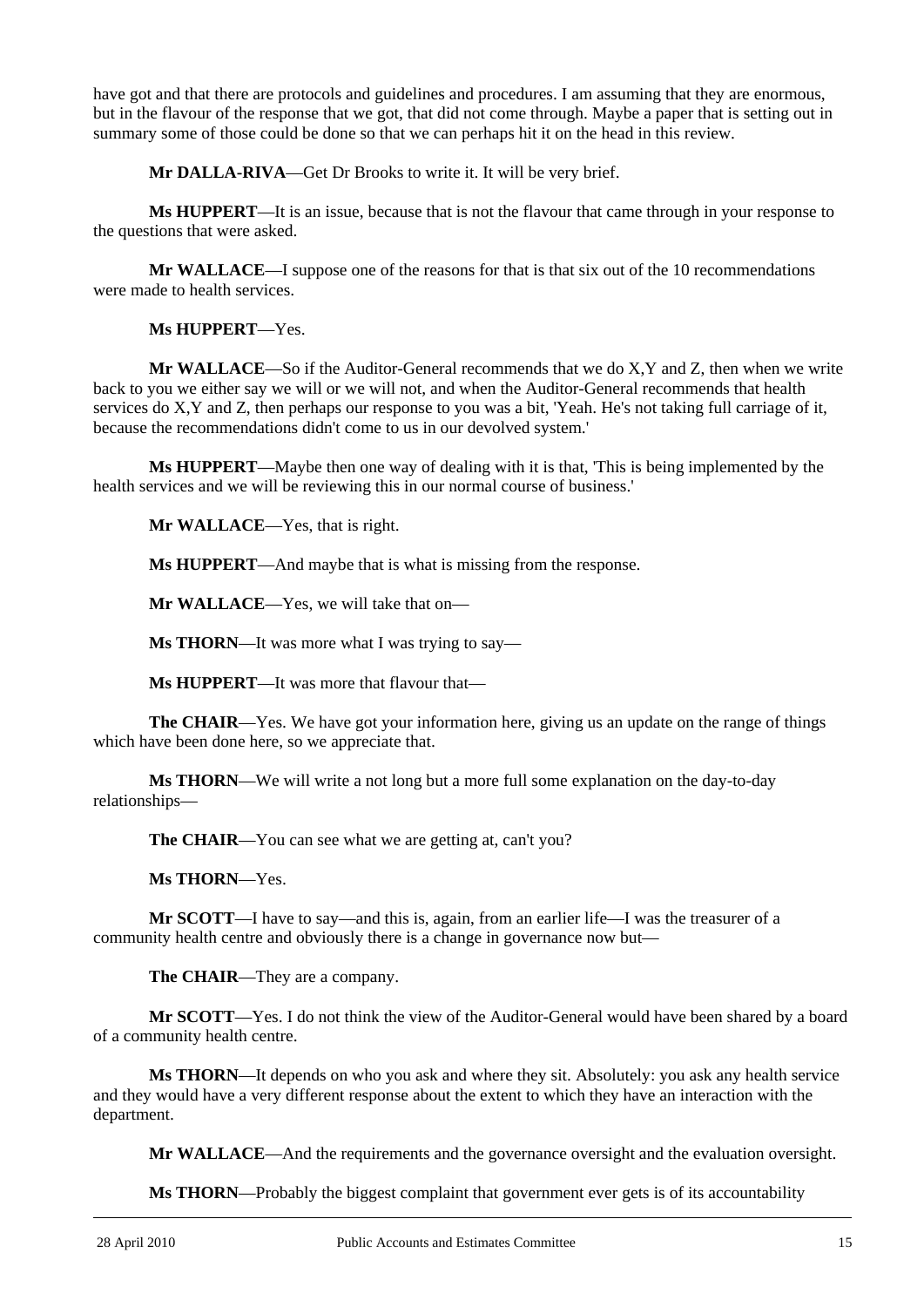have got and that there are protocols and guidelines and procedures. I am assuming that they are enormous, but in the flavour of the response that we got, that did not come through. Maybe a paper that is setting out in summary some of those could be done so that we can perhaps hit it on the head in this review.

**Mr DALLA-RIVA**—Get Dr Brooks to write it. It will be very brief.

**Ms HUPPERT**—It is an issue, because that is not the flavour that came through in your response to the questions that were asked.

**Mr WALLACE**—I suppose one of the reasons for that is that six out of the 10 recommendations were made to health services.

**Ms HUPPERT**—Yes.

**Mr WALLACE**—So if the Auditor-General recommends that we do X,Y and Z, then when we write back to you we either say we will or we will not, and when the Auditor-General recommends that health services do X,Y and Z, then perhaps our response to you was a bit, 'Yeah. He's not taking full carriage of it, because the recommendations didn't come to us in our devolved system.'

**Ms HUPPERT**—Maybe then one way of dealing with it is that, 'This is being implemented by the health services and we will be reviewing this in our normal course of business.'

**Mr WALLACE**—Yes, that is right.

**Ms HUPPERT**—And maybe that is what is missing from the response.

**Mr WALLACE**—Yes, we will take that on—

**Ms THORN**—It was more what I was trying to say—

**Ms HUPPERT**—It was more that flavour that—

**The CHAIR**—Yes. We have got your information here, giving us an update on the range of things which have been done here, so we appreciate that.

**Ms THORN**—We will write a not long but a more full some explanation on the day-to-day relationships—

**The CHAIR**—You can see what we are getting at, can't you?

**Ms THORN**—Yes.

**Mr SCOTT**—I have to say—and this is, again, from an earlier life—I was the treasurer of a community health centre and obviously there is a change in governance now but—

**The CHAIR**—They are a company.

**Mr SCOTT**—Yes. I do not think the view of the Auditor-General would have been shared by a board of a community health centre.

**Ms THORN**—It depends on who you ask and where they sit. Absolutely: you ask any health service and they would have a very different response about the extent to which they have an interaction with the department.

**Mr WALLACE**—And the requirements and the governance oversight and the evaluation oversight.

**Ms THORN**—Probably the biggest complaint that government ever gets is of its accountability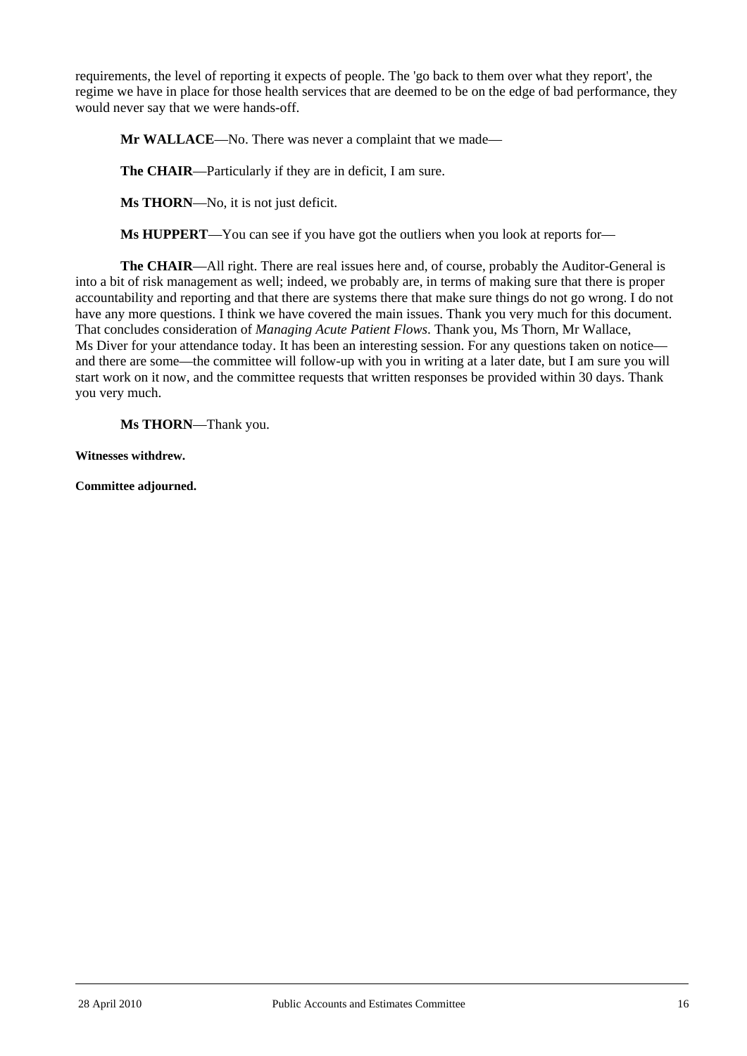requirements, the level of reporting it expects of people. The 'go back to them over what they report', the regime we have in place for those health services that are deemed to be on the edge of bad performance, they would never say that we were hands-off.

**Mr WALLACE**—No. There was never a complaint that we made—

**The CHAIR**—Particularly if they are in deficit, I am sure.

**Ms THORN**—No, it is not just deficit.

**Ms HUPPERT**—You can see if you have got the outliers when you look at reports for—

**The CHAIR**—All right. There are real issues here and, of course, probably the Auditor-General is into a bit of risk management as well; indeed, we probably are, in terms of making sure that there is proper accountability and reporting and that there are systems there that make sure things do not go wrong. I do not have any more questions. I think we have covered the main issues. Thank you very much for this document. That concludes consideration of *Managing Acute Patient Flows*. Thank you, Ms Thorn, Mr Wallace, Ms Diver for your attendance today. It has been an interesting session. For any questions taken on notice—and there are some—the committee will follow-up with you in writing at a later date, but I am sure you will start work on it now, and the committee requests that written responses be provided within 30 days. Thank you very much.

**Ms THORN**—Thank you.

**Witnesses withdrew.**

**Committee adjourned.**